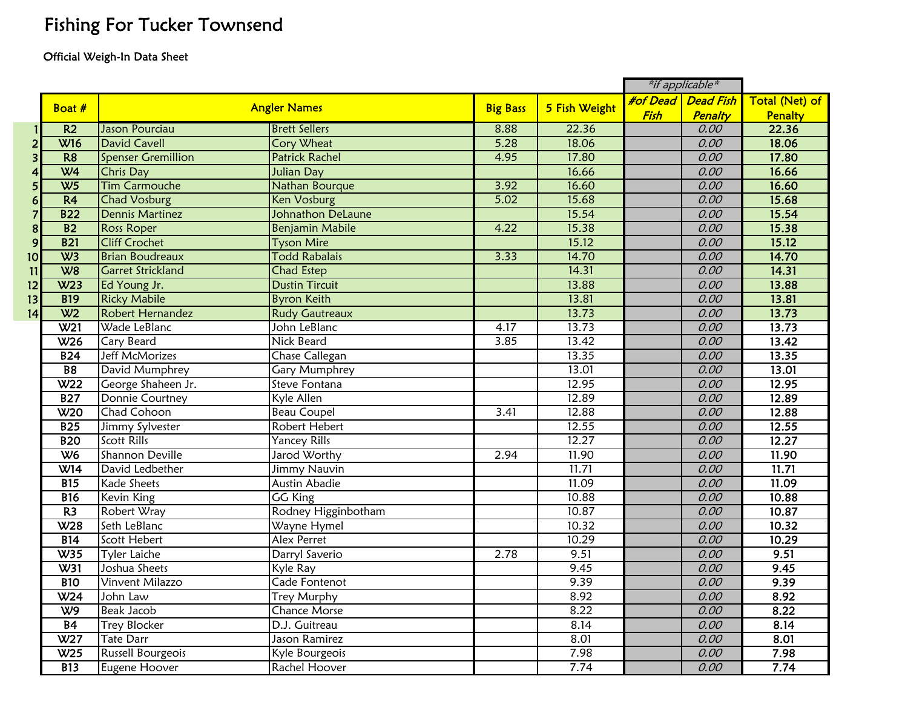# Fishing For Tucker Townsend

Official Weigh-In Data Sheet

| | Boat # | Angler Names | | Big Bass | 5 Fish Weight | #of Dead Fish *(if applicable)* | Dead Fish Penalty *(if applicable)* | Total (Net) of Penalty |
|---|---|---|---|---|---|---|---|---|
| 1 | R2 | Jason Pourciau | Brett Sellers | 8.88 | 22.36 | | *0.00* | **22.36** |
| 2 | W16 | David Cavell | Cory Wheat | 5.28 | 18.06 | | *0.00* | **18.06** |
| 3 | R8 | Spenser Gremillion | Patrick Rachel | 4.95 | 17.80 | | *0.00* | **17.80** |
| 4 | W4 | Chris Day | Julian Day | | 16.66 | | *0.00* | **16.66** |
| 5 | W5 | Tim Carmouche | Nathan Bourque | 3.92 | 16.60 | | *0.00* | **16.60** |
| 6 | R4 | Chad Vosburg | Ken Vosburg | 5.02 | 15.68 | | *0.00* | **15.68** |
| 7 | B22 | Dennis Martinez | Johnathon DeLaune | | 15.54 | | *0.00* | **15.54** |
| 8 | B2 | Ross Roper | Benjamin Mabile | 4.22 | 15.38 | | *0.00* | **15.38** |
| 9 | B21 | Cliff Crochet | Tyson Mire | | 15.12 | | *0.00* | **15.12** |
| 10 | W3 | Brian Boudreaux | Todd Rabalais | 3.33 | 14.70 | | *0.00* | **14.70** |
| 11 | W8 | Garret Strickland | Chad Estep | | 14.31 | | *0.00* | **14.31** |
| 12 | W23 | Ed Young Jr. | Dustin Tircuit | | 13.88 | | *0.00* | **13.88** |
| 13 | B19 | Ricky Mabile | Byron Keith | | 13.81 | | *0.00* | **13.81** |
| 14 | W2 | Robert Hernandez | Rudy Gautreaux | | 13.73 | | *0.00* | **13.73** |
| | W21 | Wade LeBlanc | John LeBlanc | 4.17 | 13.73 | | *0.00* | **13.73** |
| | W26 | Cary Beard | Nick Beard | 3.85 | 13.42 | | *0.00* | **13.42** |
| | B24 | Jeff McMorizes | Chase Callegan | | 13.35 | | *0.00* | **13.35** |
| | B8 | David Mumphrey | Gary Mumphrey | | 13.01 | | *0.00* | **13.01** |
| | W22 | George Shaheen Jr. | Steve Fontana | | 12.95 | | *0.00* | **12.95** |
| | B27 | Donnie Courtney | Kyle Allen | | 12.89 | | *0.00* | **12.89** |
| | W20 | Chad Cohoon | Beau Coupel | 3.41 | 12.88 | | *0.00* | **12.88** |
| | B25 | Jimmy Sylvester | Robert Hebert | | 12.55 | | *0.00* | **12.55** |
| | B20 | Scott Rills | Yancey Rills | | 12.27 | | *0.00* | **12.27** |
| | W6 | Shannon Deville | Jarod Worthy | 2.94 | 11.90 | | *0.00* | **11.90** |
| | W14 | David Ledbether | Jimmy Nauvin | | 11.71 | | *0.00* | **11.71** |
| | B15 | Kade Sheets | Austin Abadie | | 11.09 | | *0.00* | **11.09** |
| | B16 | Kevin King | GG King | | 10.88 | | *0.00* | **10.88** |
| | R3 | Robert Wray | Rodney Higginbotham | | 10.87 | | *0.00* | **10.87** |
| | W28 | Seth LeBlanc | Wayne Hymel | | 10.32 | | *0.00* | **10.32** |
| | B14 | Scott Hebert | Alex Perret | | 10.29 | | *0.00* | **10.29** |
| | W35 | Tyler Laiche | Darryl Saverio | 2.78 | 9.51 | | *0.00* | **9.51** |
| | W31 | Joshua Sheets | Kyle Ray | | 9.45 | | *0.00* | **9.45** |
| | B10 | Vinvent Milazzo | Cade Fontenot | | 9.39 | | *0.00* | **9.39** |
| | W24 | John Law | Trey Murphy | | 8.92 | | *0.00* | **8.92** |
| | W9 | Beak Jacob | Chance Morse | | 8.22 | | *0.00* | **8.22** |
| | B4 | Trey Blocker | D.J. Guitreau | | 8.14 | | *0.00* | **8.14** |
| | W27 | Tate Darr | Jason Ramirez | | 8.01 | | *0.00* | **8.01** |
| | W25 | Russell Bourgeois | Kyle Bourgeois | | 7.98 | | *0.00* | **7.98** |
| | B13 | Eugene Hoover | Rachel Hoover | | 7.74 | | *0.00* | **7.74** |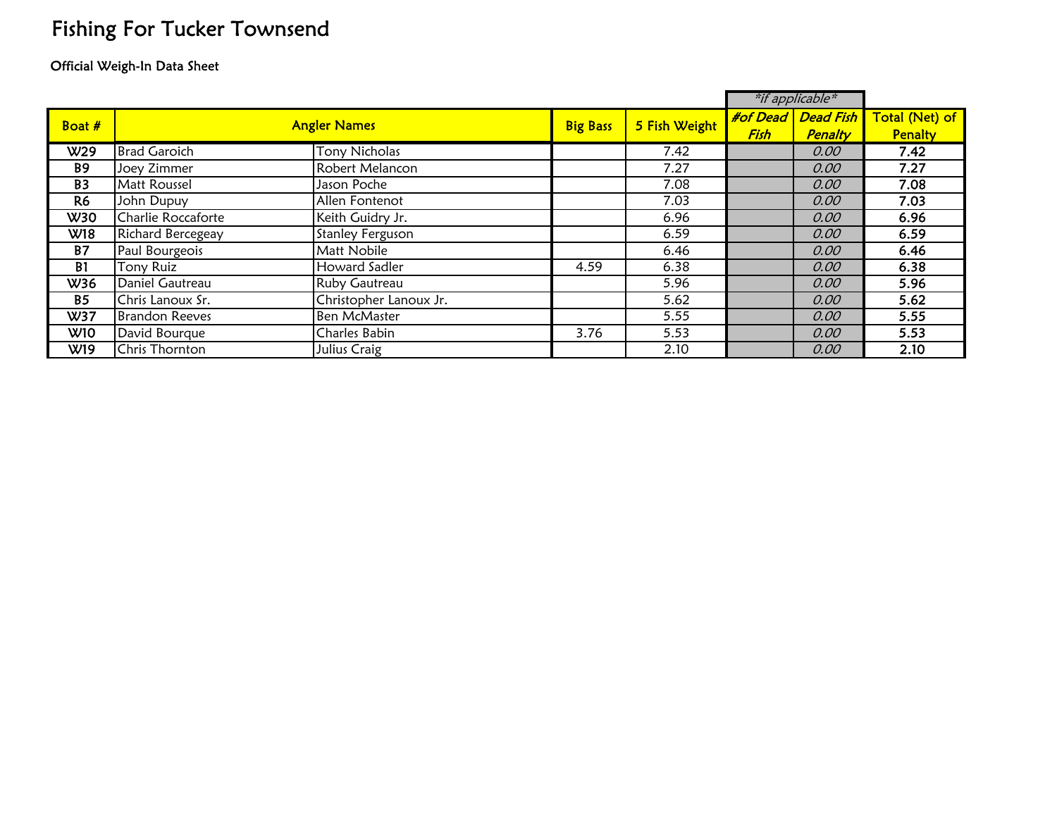# Fishing For Tucker Townsend

Official Weigh-In Data Sheet

| Boat # | Angler Names | | Big Bass | 5 Fish Weight | *#of Dead Fish* | *Dead Fish Penalty* | Total (Net) of Penalty |
|---|---|---|---|---|---|---|---|
| | | | | | *\*if applicable\** | | |
| W29 | Brad Garoich | Tony Nicholas | | 7.42 | | *0.00* | **7.42** |
| B9 | Joey Zimmer | Robert Melancon | | 7.27 | | *0.00* | **7.27** |
| B3 | Matt Roussel | Jason Poche | | 7.08 | | *0.00* | **7.08** |
| R6 | John Dupuy | Allen Fontenot | | 7.03 | | *0.00* | **7.03** |
| W30 | Charlie Roccaforte | Keith Guidry Jr. | | 6.96 | | *0.00* | **6.96** |
| W18 | Richard Bercegeay | Stanley Ferguson | | 6.59 | | *0.00* | **6.59** |
| B7 | Paul Bourgeois | Matt Nobile | | 6.46 | | *0.00* | **6.46** |
| B1 | Tony Ruiz | Howard Sadler | 4.59 | 6.38 | | *0.00* | **6.38** |
| W36 | Daniel Gautreau | Ruby Gautreau | | 5.96 | | *0.00* | **5.96** |
| B5 | Chris Lanoux Sr. | Christopher Lanoux Jr. | | 5.62 | | *0.00* | **5.62** |
| W37 | Brandon Reeves | Ben McMaster | | 5.55 | | *0.00* | **5.55** |
| W10 | David Bourque | Charles Babin | 3.76 | 5.53 | | *0.00* | **5.53** |
| W19 | Chris Thornton | Julius Craig | | 2.10 | | *0.00* | **2.10** |